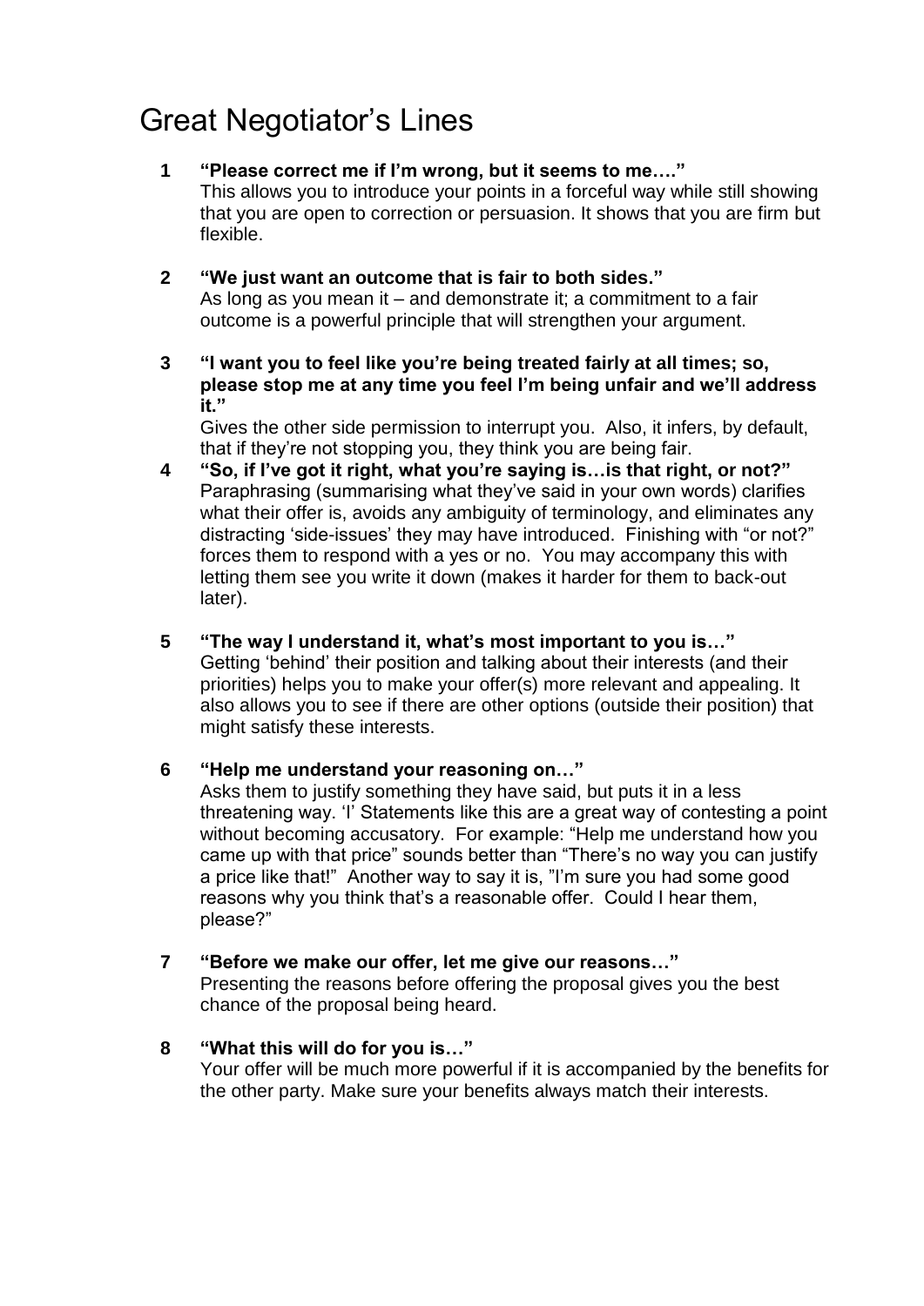# Great Negotiator's Lines

1. **"Please correct me if I'm wrong, but it seems to me…."**
   This allows you to introduce your points in a forceful way while still showing that you are open to correction or persuasion. It shows that you are firm but flexible.

2. **"We just want an outcome that is fair to both sides."**
   As long as you mean it – and demonstrate it; a commitment to a fair outcome is a powerful principle that will strengthen your argument.

3. **"I want you to feel like you're being treated fairly at all times; so, please stop me at any time you feel I'm being unfair and we'll address it."**
   Gives the other side permission to interrupt you. Also, it infers, by default, that if they're not stopping you, they think you are being fair.

4. **"So, if I've got it right, what you're saying is…is that right, or not?"**
   Paraphrasing (summarising what they've said in your own words) clarifies what their offer is, avoids any ambiguity of terminology, and eliminates any distracting 'side-issues' they may have introduced. Finishing with "or not?" forces them to respond with a yes or no. You may accompany this with letting them see you write it down (makes it harder for them to back-out later).

5. **"The way I understand it, what's most important to you is…"**
   Getting 'behind' their position and talking about their interests (and their priorities) helps you to make your offer(s) more relevant and appealing. It also allows you to see if there are other options (outside their position) that might satisfy these interests.

6. **"Help me understand your reasoning on…"**
   Asks them to justify something they have said, but puts it in a less threatening way. 'I' Statements like this are a great way of contesting a point without becoming accusatory. For example: "Help me understand how you came up with that price" sounds better than "There's no way you can justify a price like that!" Another way to say it is, "I'm sure you had some good reasons why you think that's a reasonable offer. Could I hear them, please?"

7. **"Before we make our offer, let me give our reasons…"**
   Presenting the reasons before offering the proposal gives you the best chance of the proposal being heard.

8. **"What this will do for you is…"**
   Your offer will be much more powerful if it is accompanied by the benefits for the other party. Make sure your benefits always match their interests.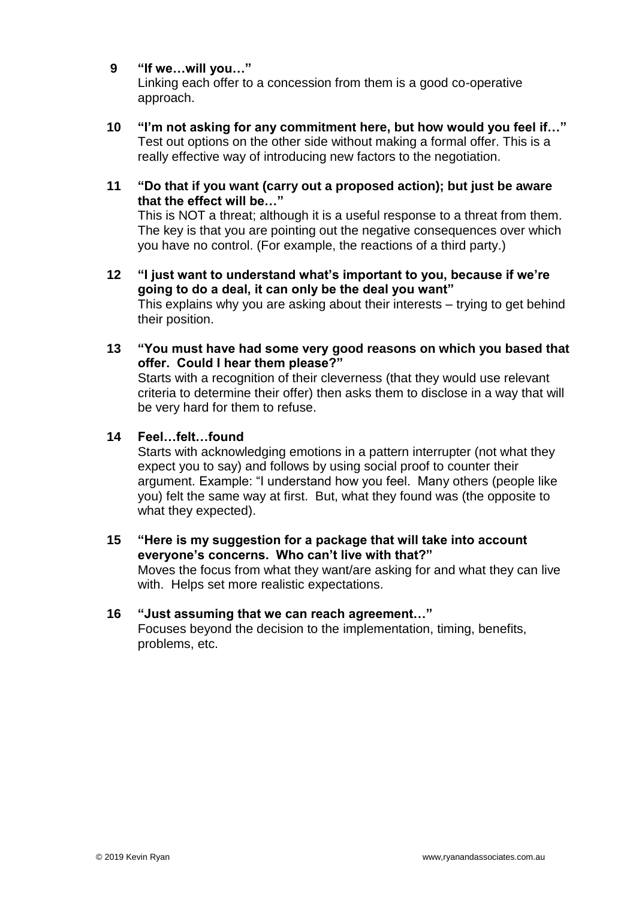**9 "If we…will you…"**

Linking each offer to a concession from them is a good co-operative approach.

**10 "I'm not asking for any commitment here, but how would you feel if…"**

Test out options on the other side without making a formal offer. This is a really effective way of introducing new factors to the negotiation.

**11 "Do that if you want (carry out a proposed action); but just be aware that the effect will be…"**

This is NOT a threat; although it is a useful response to a threat from them. The key is that you are pointing out the negative consequences over which you have no control. (For example, the reactions of a third party.)

**12 "I just want to understand what's important to you, because if we're going to do a deal, it can only be the deal you want"**

This explains why you are asking about their interests – trying to get behind their position.

**13 "You must have had some very good reasons on which you based that offer. Could I hear them please?"**

Starts with a recognition of their cleverness (that they would use relevant criteria to determine their offer) then asks them to disclose in a way that will be very hard for them to refuse.

**14 Feel…felt…found**

Starts with acknowledging emotions in a pattern interrupter (not what they expect you to say) and follows by using social proof to counter their argument. Example: "I understand how you feel. Many others (people like you) felt the same way at first. But, what they found was (the opposite to what they expected).

**15 "Here is my suggestion for a package that will take into account everyone's concerns. Who can't live with that?"**

Moves the focus from what they want/are asking for and what they can live with. Helps set more realistic expectations.

**16 "Just assuming that we can reach agreement…"**

Focuses beyond the decision to the implementation, timing, benefits, problems, etc.